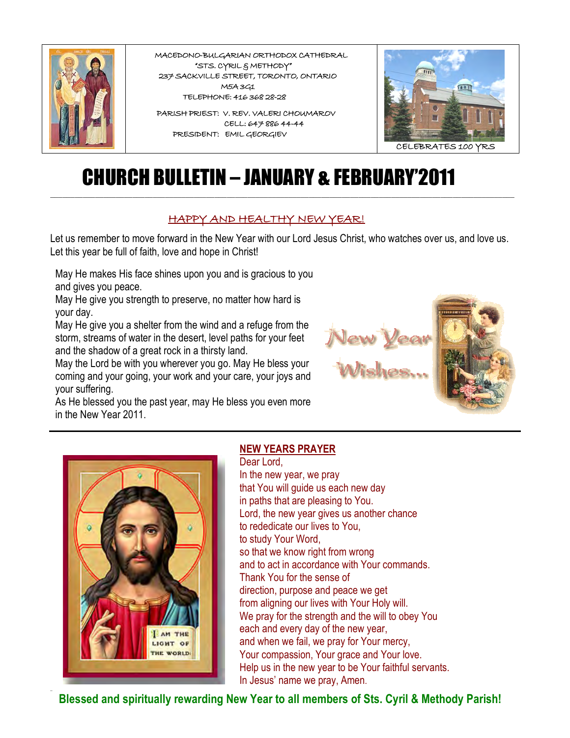MACEDONO-BULGARIAN ORTHODOX CATHEDRAL
"STS. CYRIL & METHODY"
237 SACKVILLE STREET, TORONTO, ONTARIO
M5A 3G1
TELEPHONE: 416 368 28-28

PARISH PRIEST: V. REV. VALERI CHOUMAROV
CELL: 647 886 44-44
PRESIDENT: EMIL GEORGIEV

CELEBRATES 100 YRS

# CHURCH BULLETIN – JANUARY & FEBRUARY'2011

## HAPPY AND HEALTHY NEW YEAR!

Let us remember to move forward in the New Year with our Lord Jesus Christ, who watches over us, and love us. Let this year be full of faith, love and hope in Christ!

May He makes His face shines upon you and is gracious to you and gives you peace.
May He give you strength to preserve, no matter how hard is your day.
May He give you a shelter from the wind and a refuge from the storm, streams of water in the desert, level paths for your feet and the shadow of a great rock in a thirsty land.
May the Lord be with you wherever you go. May He bless your coming and your going, your work and your care, your joys and your suffering.
As He blessed you the past year, may He bless you even more in the New Year 2011.

New Year Wishes...

## NEW YEARS PRAYER

Dear Lord,
In the new year, we pray
that You will guide us each new day
in paths that are pleasing to You.
Lord, the new year gives us another chance
to rededicate our lives to You,
to study Your Word,
so that we know right from wrong
and to act in accordance with Your commands.
Thank You for the sense of
direction, purpose and peace we get
from aligning our lives with Your Holy will.
We pray for the strength and the will to obey You
each and every day of the new year,
and when we fail, we pray for Your mercy,
Your compassion, Your grace and Your love.
Help us in the new year to be Your faithful servants.
In Jesus' name we pray, Amen.

**Blessed and spiritually rewarding New Year to all members of Sts. Cyril & Methody Parish!**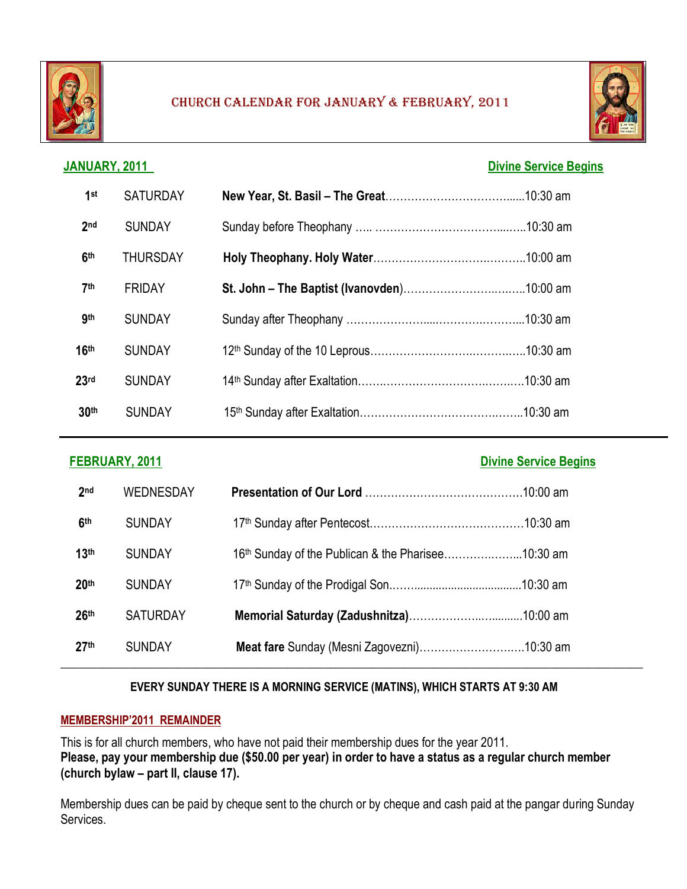# CHURCH CALENDAR FOR JANUARY & FEBRUARY, 2011

| **JANUARY, 2011** | | | **Divine Service Begins** |
|---|---|---|---|
| 1st | SATURDAY | **New Year, St. Basil – The Great** | 10:30 am |
| 2nd | SUNDAY | Sunday before Theophany | 10:30 am |
| 6th | THURSDAY | **Holy Theophany. Holy Water** | 10:00 am |
| 7th | FRIDAY | **St. John – The Baptist (Ivanovden)** | 10:00 am |
| 9th | SUNDAY | Sunday after Theophany | 10:30 am |
| 16th | SUNDAY | 12th Sunday of the 10 Leprous | 10:30 am |
| 23rd | SUNDAY | 14th Sunday after Exaltation | 10:30 am |
| 30th | SUNDAY | 15th Sunday after Exaltation | 10:30 am |

| **FEBRUARY, 2011** | | | **Divine Service Begins** |
|---|---|---|---|
| 2nd | WEDNESDAY | **Presentation of Our Lord** | 10:00 am |
| 6th | SUNDAY | 17th Sunday after Pentecost | 10:30 am |
| 13th | SUNDAY | 16th Sunday of the Publican & the Pharisee | 10:30 am |
| 20th | SUNDAY | 17th Sunday of the Prodigal Son | 10:30 am |
| 26th | SATURDAY | **Memorial Saturday (Zadushnitza)** | 10:00 am |
| 27th | SUNDAY | **Meat fare** Sunday (Mesni Zagovezni) | 10:30 am |

**EVERY SUNDAY THERE IS A MORNING SERVICE (MATINS), WHICH STARTS AT 9:30 AM**

## MEMBERSHIP'2011 REMAINDER

This is for all church members, who have not paid their membership dues for the year 2011.
**Please, pay your membership due ($50.00 per year) in order to have a status as a regular church member (church bylaw – part II, clause 17).**

Membership dues can be paid by cheque sent to the church or by cheque and cash paid at the pangar during Sunday Services.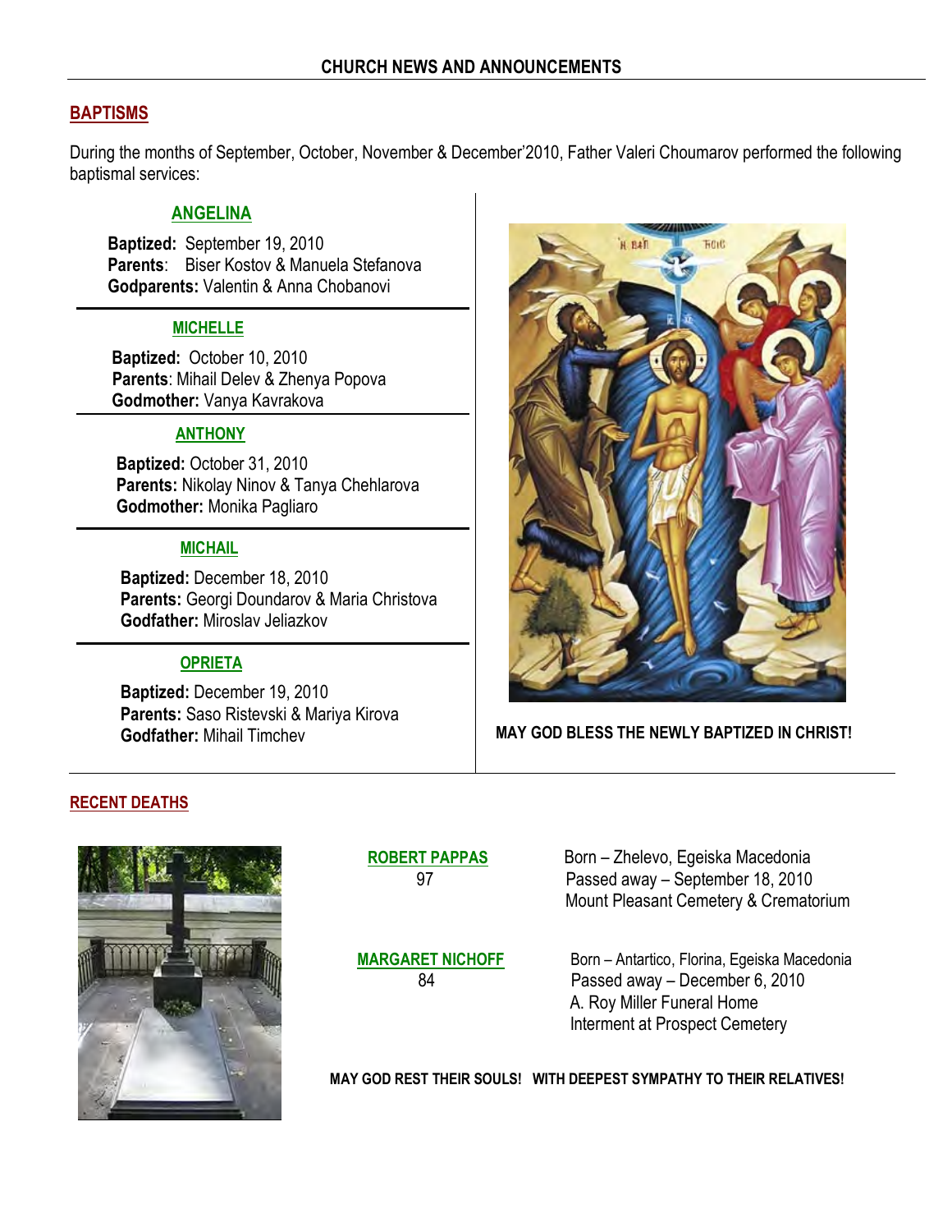# CHURCH NEWS AND ANNOUNCEMENTS

## BAPTISMS

During the months of September, October, November & December'2010, Father Valeri Choumarov performed the following baptismal services:

### ANGELINA

**Baptized:** September 19, 2010
**Parents**: Biser Kostov & Manuela Stefanova
**Godparents:** Valentin & Anna Chobanovi

### MICHELLE

**Baptized:** October 10, 2010
**Parents**: Mihail Delev & Zhenya Popova
**Godmother:** Vanya Kavrakova

### ANTHONY

**Baptized:** October 31, 2010
**Parents:** Nikolay Ninov & Tanya Chehlarova
**Godmother:** Monika Pagliaro

### MICHAIL

**Baptized:** December 18, 2010
**Parents:** Georgi Doundarov & Maria Christova
**Godfather:** Miroslav Jeliazkov

### OPRIETA

**Baptized:** December 19, 2010
**Parents:** Saso Ristevski & Mariya Kirova
**Godfather:** Mihail Timchev

**MAY GOD BLESS THE NEWLY BAPTIZED IN CHRIST!**

## RECENT DEATHS

**ROBERT PAPPAS**
97

Born – Zhelevo, Egeiska Macedonia
Passed away – September 18, 2010
Mount Pleasant Cemetery & Crematorium

**MARGARET NICHOFF**
84

Born – Antartico, Florina, Egeiska Macedonia
Passed away – December 6, 2010
A. Roy Miller Funeral Home
Interment at Prospect Cemetery

**MAY GOD REST THEIR SOULS! WITH DEEPEST SYMPATHY TO THEIR RELATIVES!**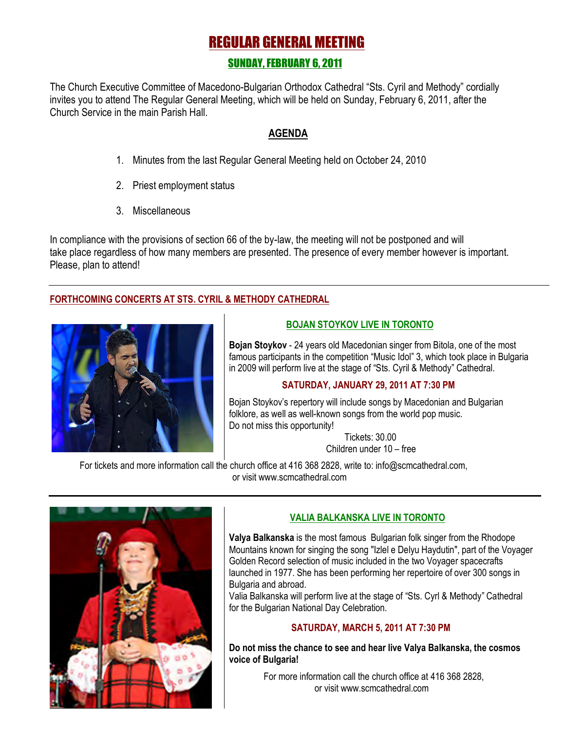# REGULAR GENERAL MEETING

## SUNDAY, FEBRUARY 6, 2011

The Church Executive Committee of Macedono-Bulgarian Orthodox Cathedral “Sts. Cyril and Methody” cordially invites you to attend The Regular General Meeting, which will be held on Sunday, February 6, 2011, after the Church Service in the main Parish Hall.

## AGENDA

1. Minutes from the last Regular General Meeting held on October 24, 2010
2. Priest employment status
3. Miscellaneous

In compliance with the provisions of section 66 of the by-law, the meeting will not be postponed and will take place regardless of how many members are presented. The presence of every member however is important. Please, plan to attend!

---

## FORTHCOMING CONCERTS AT STS. CYRIL & METHODY CATHEDRAL

### BOJAN STOYKOV LIVE IN TORONTO

**Bojan Stoykov** - 24 years old Macedonian singer from Bitola, one of the most famous participants in the competition “Music Idol” 3, which took place in Bulgaria in 2009 will perform live at the stage of “Sts. Cyril & Methody” Cathedral.

**SATURDAY, JANUARY 29, 2011 AT 7:30 PM**

Bojan Stoykov’s repertory will include songs by Macedonian and Bulgarian folklore, as well as well-known songs from the world pop music.
Do not miss this opportunity!

Tickets: 30.00
Children under 10 – free

For tickets and more information call the church office at 416 368 2828, write to: info@scmcathedral.com, or visit www.scmcathedral.com

---

### VALIA BALKANSKA LIVE IN TORONTO

**Valya Balkanska** is the most famous Bulgarian folk singer from the Rhodope Mountains known for singing the song "Izlel e Delyu Haydutin", part of the Voyager Golden Record selection of music included in the two Voyager spacecrafts launched in 1977. She has been performing her repertoire of over 300 songs in Bulgaria and abroad.
Valia Balkanska will perform live at the stage of “Sts. Cyrl & Methody” Cathedral for the Bulgarian National Day Celebration.

**SATURDAY, MARCH 5, 2011 AT 7:30 PM**

**Do not miss the chance to see and hear live Valya Balkanska, the cosmos voice of Bulgaria!**

For more information call the church office at 416 368 2828, or visit www.scmcathedral.com